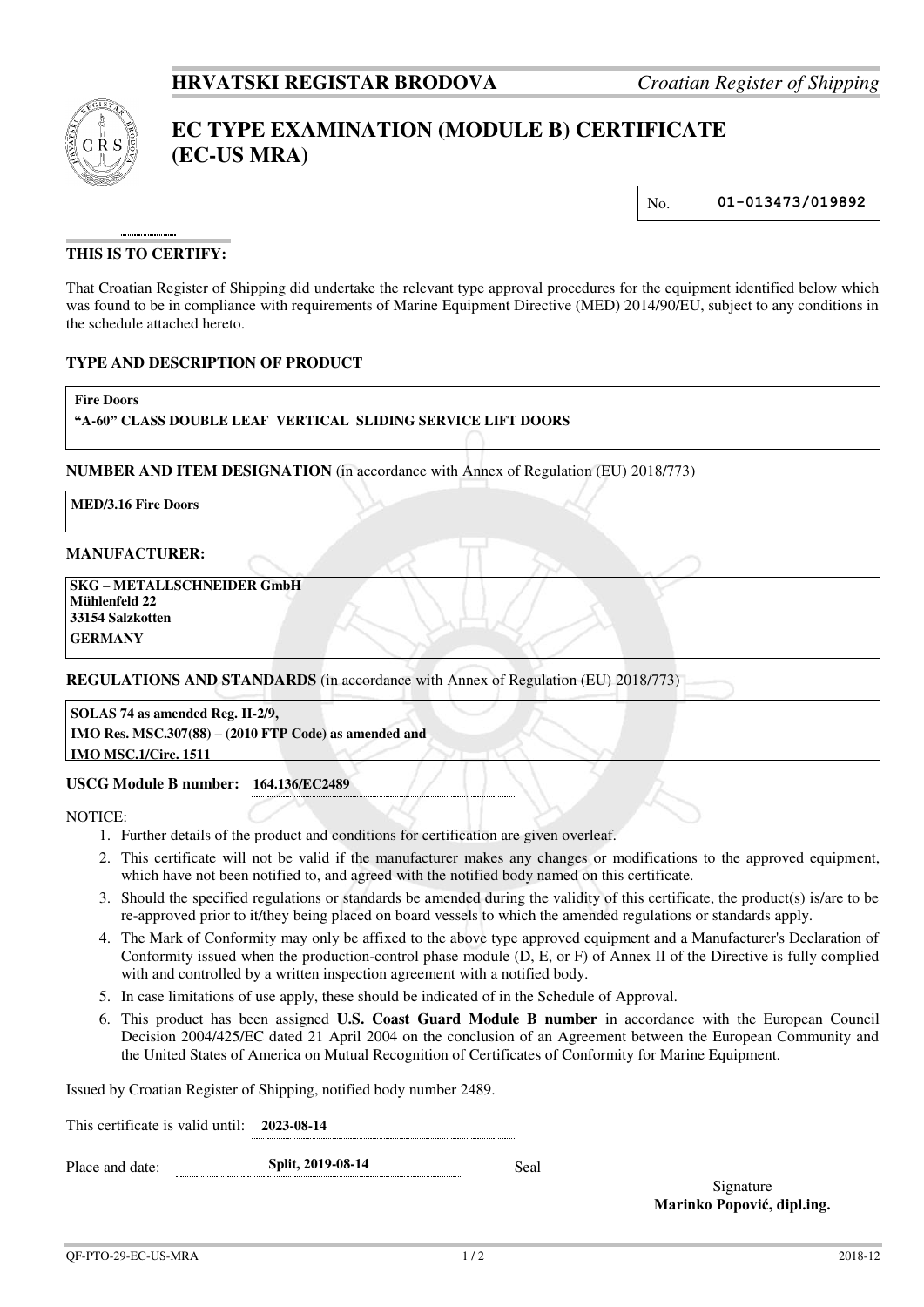**HRVATSKI REGISTAR BRODOVA** *Croatian Register of Shipping*

# EC TYPE EXAMINATION (MODULE B) CERTIFICATE (EC-US MRA)

No. **01-013473/019892**

**THIS IS TO CERTIFY:**

That Croatian Register of Shipping did undertake the relevant type approval procedures for the equipment identified below which was found to be in compliance with requirements of Marine Equipment Directive (MED) 2014/90/EU, subject to any conditions in the schedule attached hereto.

**TYPE AND DESCRIPTION OF PRODUCT**

**Fire Doors**
**"A-60" CLASS DOUBLE LEAF VERTICAL SLIDING SERVICE LIFT DOORS**

**NUMBER AND ITEM DESIGNATION** (in accordance with Annex of Regulation (EU) 2018/773)

**MED/3.16 Fire Doors**

**MANUFACTURER:**

**SKG – METALLSCHNEIDER GmbH**
**Mühlenfeld 22**
**33154 Salzkotten**
**GERMANY**

**REGULATIONS AND STANDARDS** (in accordance with Annex of Regulation (EU) 2018/773)

**SOLAS 74 as amended Reg. II-2/9,**
**IMO Res. MSC.307(88) – (2010 FTP Code) as amended and**
**IMO MSC.1/Circ. 1511**

**USCG Module B number:** **164.136/EC2489**

NOTICE:

1. Further details of the product and conditions for certification are given overleaf.
2. This certificate will not be valid if the manufacturer makes any changes or modifications to the approved equipment, which have not been notified to, and agreed with the notified body named on this certificate.
3. Should the specified regulations or standards be amended during the validity of this certificate, the product(s) is/are to be re-approved prior to it/they being placed on board vessels to which the amended regulations or standards apply.
4. The Mark of Conformity may only be affixed to the above type approved equipment and a Manufacturer's Declaration of Conformity issued when the production-control phase module (D, E, or F) of Annex II of the Directive is fully complied with and controlled by a written inspection agreement with a notified body.
5. In case limitations of use apply, these should be indicated of in the Schedule of Approval.
6. This product has been assigned **U.S. Coast Guard Module B number** in accordance with the European Council Decision 2004/425/EC dated 21 April 2004 on the conclusion of an Agreement between the European Community and the United States of America on Mutual Recognition of Certificates of Conformity for Marine Equipment.

Issued by Croatian Register of Shipping, notified body number 2489.

This certificate is valid until: **2023-08-14**

Place and date: **Split, 2019-08-14**

Seal

Signature
**Marinko Popović, dipl.ing.**

QF-PTO-29-EC-US-MRA 2018-12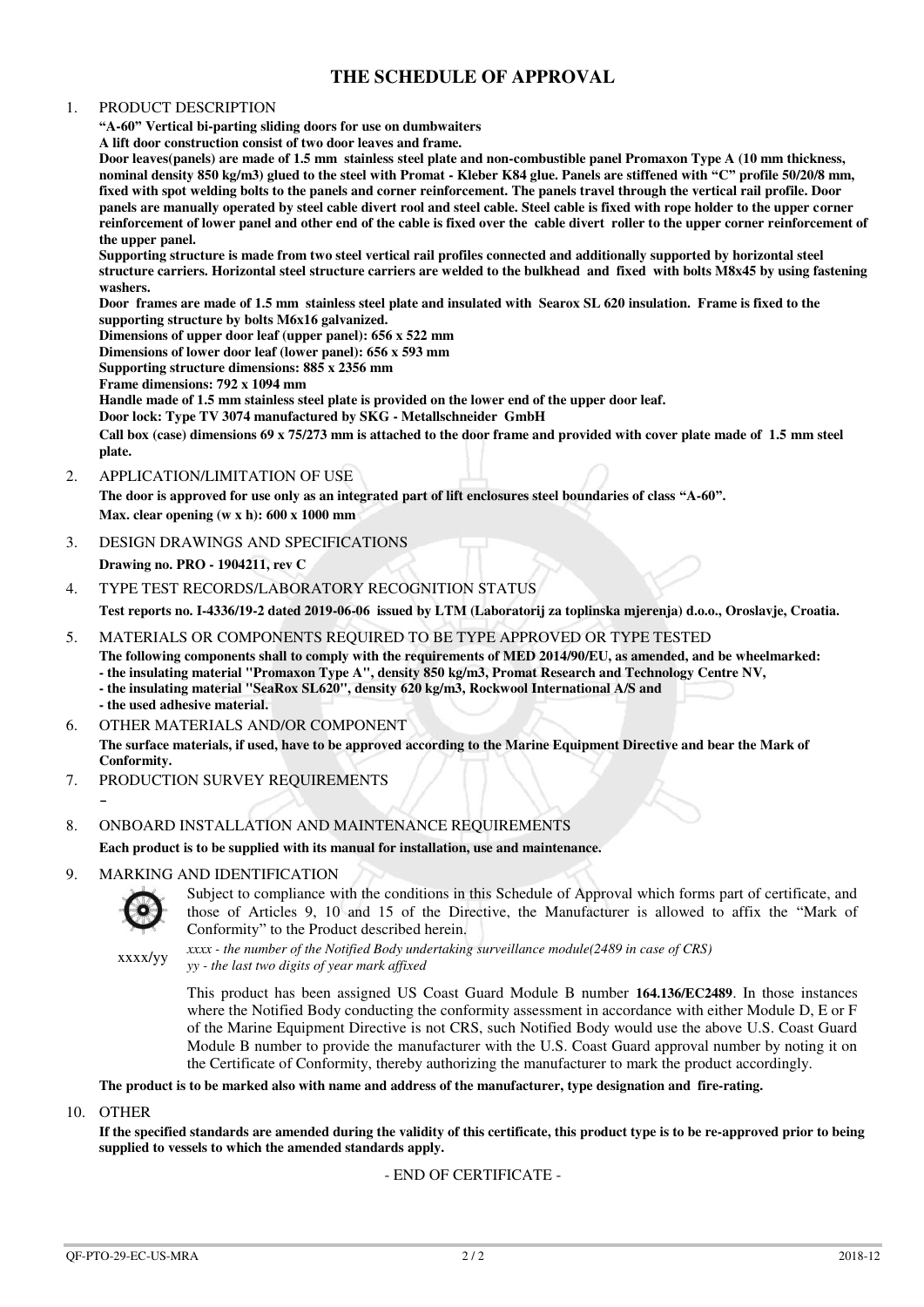# THE SCHEDULE OF APPROVAL

1. PRODUCT DESCRIPTION

**"A-60" Vertical bi-parting sliding doors for use on dumbwaiters**
**A lift door construction consist of two door leaves and frame.**
**Door leaves(panels) are made of 1.5 mm stainless steel plate and non-combustible panel Promaxon Type A (10 mm thickness, nominal density 850 kg/m3) glued to the steel with Promat - Kleber K84 glue. Panels are stiffened with "C" profile 50/20/8 mm, fixed with spot welding bolts to the panels and corner reinforcement. The panels travel through the vertical rail profile. Door panels are manually operated by steel cable divert rool and steel cable. Steel cable is fixed with rope holder to the upper corner reinforcement of lower panel and other end of the cable is fixed over the cable divert roller to the upper corner reinforcement of the upper panel.**
**Supporting structure is made from two steel vertical rail profiles connected and additionally supported by horizontal steel structure carriers. Horizontal steel structure carriers are welded to the bulkhead and fixed with bolts M8x45 by using fastening washers.**
**Door frames are made of 1.5 mm stainless steel plate and insulated with Searox SL 620 insulation. Frame is fixed to the supporting structure by bolts M6x16 galvanized.**
**Dimensions of upper door leaf (upper panel): 656 x 522 mm**
**Dimensions of lower door leaf (lower panel): 656 x 593 mm**
**Supporting structure dimensions: 885 x 2356 mm**
**Frame dimensions: 792 x 1094 mm**
**Handle made of 1.5 mm stainless steel plate is provided on the lower end of the upper door leaf.**
**Door lock: Type TV 3074 manufactured by SKG - Metallschneider GmbH**
**Call box (case) dimensions 69 x 75/273 mm is attached to the door frame and provided with cover plate made of 1.5 mm steel plate.**

2. APPLICATION/LIMITATION OF USE

**The door is approved for use only as an integrated part of lift enclosures steel boundaries of class "A-60".**
**Max. clear opening (w x h): 600 x 1000 mm**

3. DESIGN DRAWINGS AND SPECIFICATIONS

**Drawing no. PRO - 1904211, rev C**

4. TYPE TEST RECORDS/LABORATORY RECOGNITION STATUS

**Test reports no. I-4336/19-2 dated 2019-06-06 issued by LTM (Laboratorij za toplinska mjerenja) d.o.o., Oroslavje, Croatia.**

5. MATERIALS OR COMPONENTS REQUIRED TO BE TYPE APPROVED OR TYPE TESTED

**The following components shall to comply with the requirements of MED 2014/90/EU, as amended, and be wheelmarked:**
**- the insulating material "Promaxon Type A", density 850 kg/m3, Promat Research and Technology Centre NV,**
**- the insulating material "SeaRox SL620", density 620 kg/m3, Rockwool International A/S and**
**- the used adhesive material.**

6. OTHER MATERIALS AND/OR COMPONENT

**The surface materials, if used, have to be approved according to the Marine Equipment Directive and bear the Mark of Conformity.**

7. PRODUCTION SURVEY REQUIREMENTS

-

8. ONBOARD INSTALLATION AND MAINTENANCE REQUIREMENTS

**Each product is to be supplied with its manual for installation, use and maintenance.**

9. MARKING AND IDENTIFICATION

Subject to compliance with the conditions in this Schedule of Approval which forms part of certificate, and those of Articles 9, 10 and 15 of the Directive, the Manufacturer is allowed to affix the "Mark of Conformity" to the Product described herein.

xxxx/yy

*xxxx - the number of the Notified Body undertaking surveillance module(2489 in case of CRS)*
*yy - the last two digits of year mark affixed*

This product has been assigned US Coast Guard Module B number **164.136/EC2489**. In those instances where the Notified Body conducting the conformity assessment in accordance with either Module D, E or F of the Marine Equipment Directive is not CRS, such Notified Body would use the above U.S. Coast Guard Module B number to provide the manufacturer with the U.S. Coast Guard approval number by noting it on the Certificate of Conformity, thereby authorizing the manufacturer to mark the product accordingly.

**The product is to be marked also with name and address of the manufacturer, type designation and fire-rating.**

10. OTHER

**If the specified standards are amended during the validity of this certificate, this product type is to be re-approved prior to being supplied to vessels to which the amended standards apply.**

- END OF CERTIFICATE -